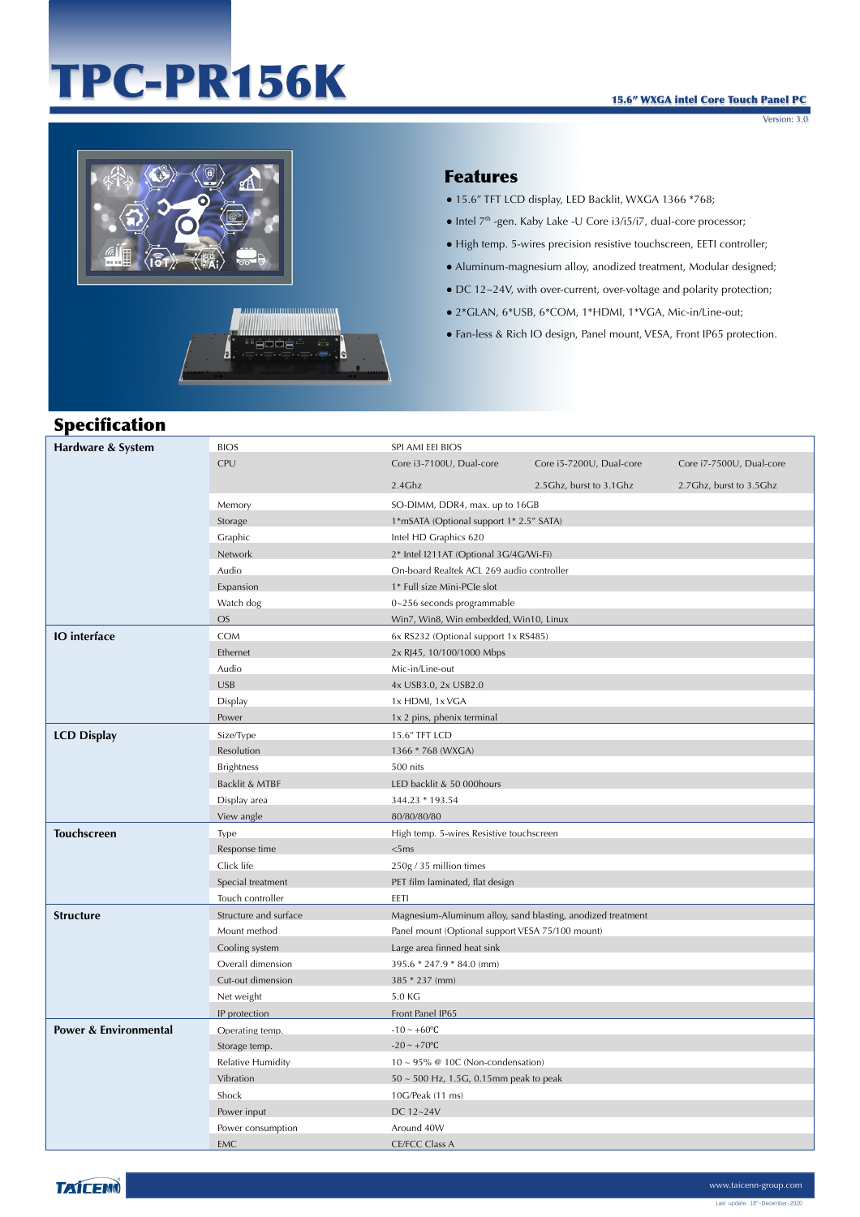# TPC-PR156K

**15.6" WXGA intel Core Touch Panel PC**

Version: 3.0

## Features

- 15.6" TFT LCD display, LED Backlit, WXGA 1366 *768;
- Intel 7th -gen. Kaby Lake -U Core i3/i5/i7, dual-core processor;
- High temp. 5-wires precision resistive touchscreen, EETI controller;
- Aluminum-magnesium alloy, anodized treatment, Modular designed;
- DC 12~24V, with over-current, over-voltage and polarity protection;
- 2*GLAN, 6*USB, 6*COM, 1*HDMI, 1*VGA, Mic-in/Line-out;
- Fan-less & Rich IO design, Panel mount, VESA, Front IP65 protection.

## Specification

| Category | Item | Specification | | |
|---|---|---|---|---|
| **Hardware & System** | BIOS | SPI AMI EEI BIOS | | |
| | CPU | Core i3-7100U, Dual-core | Core i5-7200U, Dual-core | Core i7-7500U, Dual-core |
| | | 2.4Ghz | 2.5Ghz, burst to 3.1Ghz | 2.7Ghz, burst to 3.5Ghz |
| | Memory | SO-DIMM, DDR4, max. up to 16GB | | |
| | Storage | 1*mSATA (Optional support 1* 2.5" SATA) | | |
| | Graphic | Intel HD Graphics 620 | | |
| | Network | 2* Intel I211AT (Optional 3G/4G/Wi-Fi) | | |
| | Audio | On-board Realtek ACL 269 audio controller | | |
| | Expansion | 1* Full size Mini-PCIe slot | | |
| | Watch dog | 0~256 seconds programmable | | |
| | OS | Win7, Win8, Win embedded, Win10, Linux | | |
| **IO interface** | COM | 6x RS232 (Optional support 1x RS485) | | |
| | Ethernet | 2x RJ45, 10/100/1000 Mbps | | |
| | Audio | Mic-in/Line-out | | |
| | USB | 4x USB3.0, 2x USB2.0 | | |
| | Display | 1x HDMI, 1x VGA | | |
| | Power | 1x 2 pins, phenix terminal | | |
| **LCD Display** | Size/Type | 15.6" TFT LCD | | |
| | Resolution | 1366 * 768 (WXGA) | | |
| | Brightness | 500 nits | | |
| | Backlit & MTBF | LED backlit & 50 000hours | | |
| | Display area | 344.23 * 193.54 | | |
| | View angle | 80/80/80/80 | | |
| **Touchscreen** | Type | High temp. 5-wires Resistive touchscreen | | |
| | Response time | <5ms | | |
| | Click life | 250g / 35 million times | | |
| | Special treatment | PET film laminated, flat design | | |
| | Touch controller | EETI | | |
| **Structure** | Structure and surface | Magnesium-Aluminum alloy, sand blasting, anodized treatment | | |
| | Mount method | Panel mount (Optional support VESA 75/100 mount) | | |
| | Cooling system | Large area finned heat sink | | |
| | Overall dimension | 395.6 * 247.9 * 84.0 (mm) | | |
| | Cut-out dimension | 385 * 237 (mm) | | |
| | Net weight | 5.0 KG | | |
| | IP protection | Front Panel IP65 | | |
| **Power & Environmental** | Operating temp. | -10 ~ +60℃ | | |
| | Storage temp. | -20 ~ +70℃ | | |
| | Relative Humidity | 10 ~ 95% @ 10C (Non-condensation) | | |
| | Vibration | 50 ~ 500 Hz, 1.5G, 0.15mm peak to peak | | |
| | Shock | 10G/Peak (11 ms) | | |
| | Power input | DC 12~24V | | |
| | Power consumption | Around 40W | | |
| | EMC | CE/FCC Class A | | |

TAICENN

www.taicenn-group.com

Last update: 18th-December-2020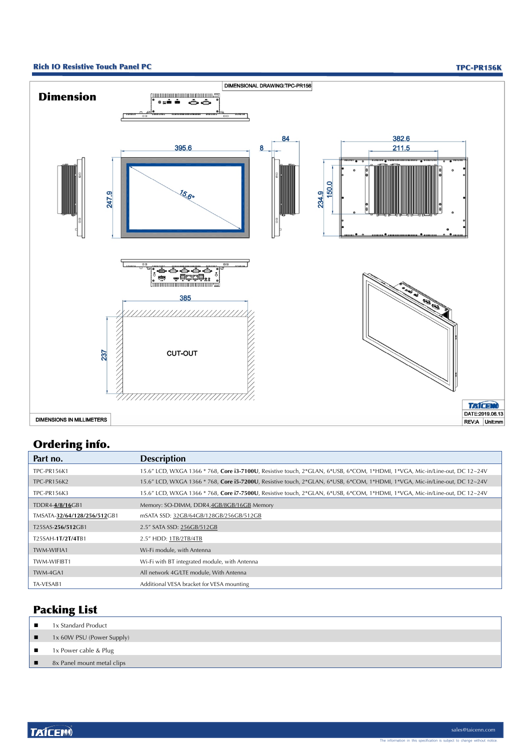## Dimension

DIMENSIONAL DRAWING:TPC-PR156

395.6

247.9

15.6"

8

84

382.6

211.5

234.9

150.0

385

237

CUT-OUT

DIMENSIONS IN MILLIMETERS

DATE:2019.06.13

REV:A

Unit:mm

## Ordering info.

| Part no. | Description |
|---|---|
| TPC-PR156K1 | 15.6" LCD, WXGA 1366 * 768, **Core i3-7100U**, Resistive touch, 2*GLAN, 6*USB, 6*COM, 1*HDMI, 1*VGA, Mic-in/Line-out, DC 12~24V |
| TPC-PR156K2 | 15.6" LCD, WXGA 1366 * 768, **Core i5-7200U**, Resistive touch, 2*GLAN, 6*USB, 6*COM, 1*HDMI, 1*VGA, Mic-in/Line-out, DC 12~24V |
| TPC-PR156K3 | 15.6" LCD, WXGA 1366 * 768, **Core i7-7500U**, Resistive touch, 2*GLAN, 6*USB, 6*COM, 1*HDMI, 1*VGA, Mic-in/Line-out, DC 12~24V |
| TDDR4-**4/8/16**GB1 | Memory: SO-DIMM, DDR4,4GB/8GB/16GB Memory |
| TMSATA-**32/64/128/256/512**GB1 | mSATA SSD: 32GB/64GB/128GB/256GB/512GB |
| T25SAS-**256/512**GB1 | 2.5" SATA SSD: 256GB/512GB |
| T25SAH-**1T/2T/4T**B1 | 2.5" HDD: 1TB/2TB/4TB |
| TWM-WIFIA1 | Wi-Fi module, with Antenna |
| TWM-WIFIBT1 | Wi-Fi with BT integrated module, with Antenna |
| TWM-4GA1 | All network 4G/LTE module, With Antenna |
| TA-VESAB1 | Additional VESA bracket for VESA mounting |

## Packing List

- 1x Standard Product
- 1x 60W PSU (Power Supply)
- 1x Power cable & Plug
- 8x Panel mount metal clips

sales@taicenn.com

The information in this specification is subject to change without notice